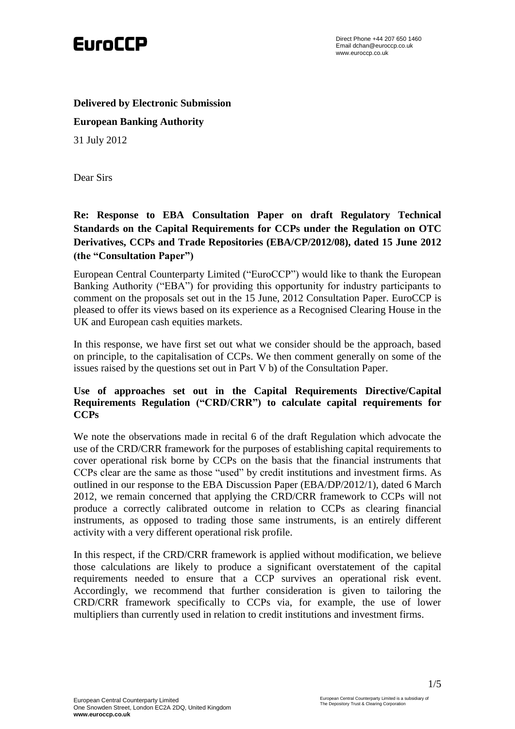EuroCCP

Direct Phone +44 207 650 1460
Email dchan@euroccp.co.uk
www.euroccp.co.uk

**Delivered by Electronic Submission**

**European Banking Authority**

31 July 2012

Dear Sirs

**Re: Response to EBA Consultation Paper on draft Regulatory Technical Standards on the Capital Requirements for CCPs under the Regulation on OTC Derivatives, CCPs and Trade Repositories (EBA/CP/2012/08), dated 15 June 2012 (the "Consultation Paper")**

European Central Counterparty Limited ("EuroCCP") would like to thank the European Banking Authority ("EBA") for providing this opportunity for industry participants to comment on the proposals set out in the 15 June, 2012 Consultation Paper. EuroCCP is pleased to offer its views based on its experience as a Recognised Clearing House in the UK and European cash equities markets.

In this response, we have first set out what we consider should be the approach, based on principle, to the capitalisation of CCPs. We then comment generally on some of the issues raised by the questions set out in Part V b) of the Consultation Paper.

**Use of approaches set out in the Capital Requirements Directive/Capital Requirements Regulation ("CRD/CRR") to calculate capital requirements for CCPs**

We note the observations made in recital 6 of the draft Regulation which advocate the use of the CRD/CRR framework for the purposes of establishing capital requirements to cover operational risk borne by CCPs on the basis that the financial instruments that CCPs clear are the same as those "used" by credit institutions and investment firms. As outlined in our response to the EBA Discussion Paper (EBA/DP/2012/1), dated 6 March 2012, we remain concerned that applying the CRD/CRR framework to CCPs will not produce a correctly calibrated outcome in relation to CCPs as clearing financial instruments, as opposed to trading those same instruments, is an entirely different activity with a very different operational risk profile.

In this respect, if the CRD/CRR framework is applied without modification, we believe those calculations are likely to produce a significant overstatement of the capital requirements needed to ensure that a CCP survives an operational risk event. Accordingly, we recommend that further consideration is given to tailoring the CRD/CRR framework specifically to CCPs via, for example, the use of lower multipliers than currently used in relation to credit institutions and investment firms.

European Central Counterparty Limited
One Snowden Street, London EC2A 2DQ, United Kingdom
**www.euroccp.co.uk**

European Central Counterparty Limited is a subsidiary of The Depository Trust & Clearing Corporation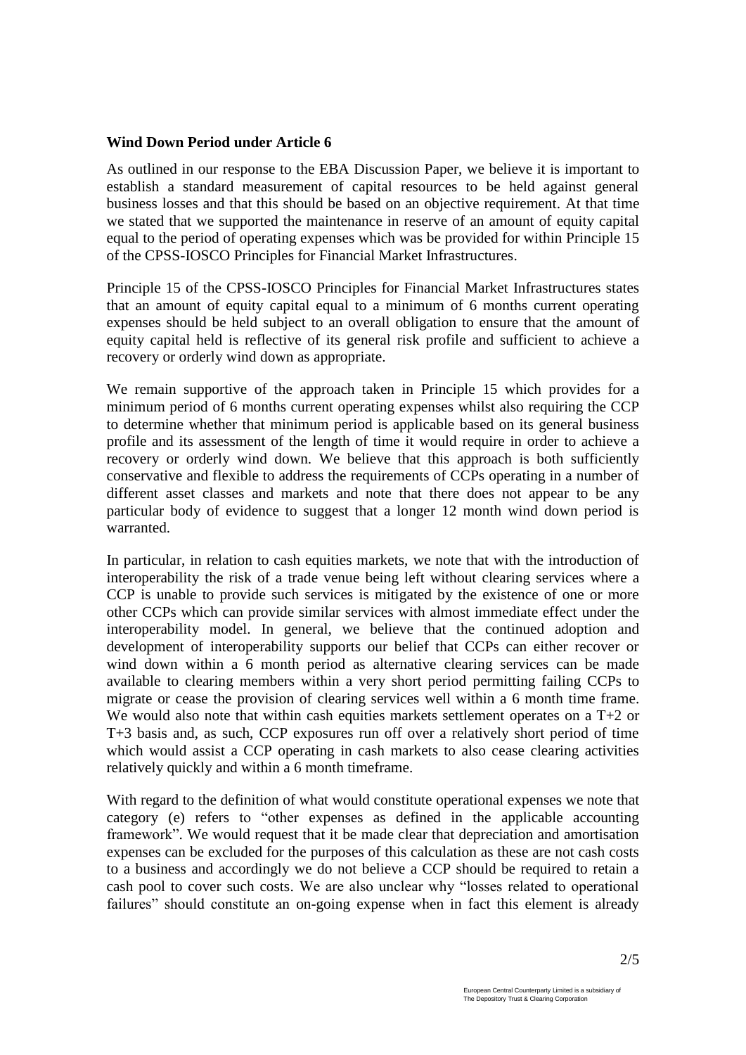**Wind Down Period under Article 6**

As outlined in our response to the EBA Discussion Paper, we believe it is important to establish a standard measurement of capital resources to be held against general business losses and that this should be based on an objective requirement. At that time we stated that we supported the maintenance in reserve of an amount of equity capital equal to the period of operating expenses which was be provided for within Principle 15 of the CPSS-IOSCO Principles for Financial Market Infrastructures.

Principle 15 of the CPSS-IOSCO Principles for Financial Market Infrastructures states that an amount of equity capital equal to a minimum of 6 months current operating expenses should be held subject to an overall obligation to ensure that the amount of equity capital held is reflective of its general risk profile and sufficient to achieve a recovery or orderly wind down as appropriate.

We remain supportive of the approach taken in Principle 15 which provides for a minimum period of 6 months current operating expenses whilst also requiring the CCP to determine whether that minimum period is applicable based on its general business profile and its assessment of the length of time it would require in order to achieve a recovery or orderly wind down. We believe that this approach is both sufficiently conservative and flexible to address the requirements of CCPs operating in a number of different asset classes and markets and note that there does not appear to be any particular body of evidence to suggest that a longer 12 month wind down period is warranted.

In particular, in relation to cash equities markets, we note that with the introduction of interoperability the risk of a trade venue being left without clearing services where a CCP is unable to provide such services is mitigated by the existence of one or more other CCPs which can provide similar services with almost immediate effect under the interoperability model. In general, we believe that the continued adoption and development of interoperability supports our belief that CCPs can either recover or wind down within a 6 month period as alternative clearing services can be made available to clearing members within a very short period permitting failing CCPs to migrate or cease the provision of clearing services well within a 6 month time frame. We would also note that within cash equities markets settlement operates on a T+2 or T+3 basis and, as such, CCP exposures run off over a relatively short period of time which would assist a CCP operating in cash markets to also cease clearing activities relatively quickly and within a 6 month timeframe.

With regard to the definition of what would constitute operational expenses we note that category (e) refers to "other expenses as defined in the applicable accounting framework". We would request that it be made clear that depreciation and amortisation expenses can be excluded for the purposes of this calculation as these are not cash costs to a business and accordingly we do not believe a CCP should be required to retain a cash pool to cover such costs. We are also unclear why "losses related to operational failures" should constitute an on-going expense when in fact this element is already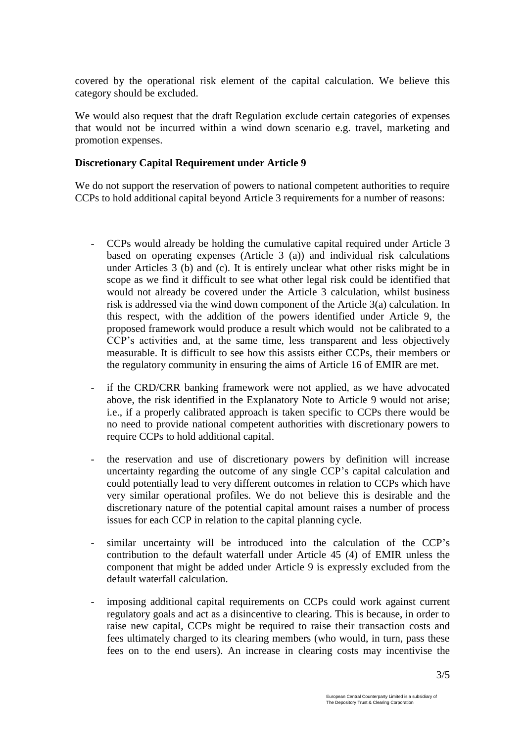covered by the operational risk element of the capital calculation. We believe this category should be excluded.

We would also request that the draft Regulation exclude certain categories of expenses that would not be incurred within a wind down scenario e.g. travel, marketing and promotion expenses.

**Discretionary Capital Requirement under Article 9**

We do not support the reservation of powers to national competent authorities to require CCPs to hold additional capital beyond Article 3 requirements for a number of reasons:

- CCPs would already be holding the cumulative capital required under Article 3 based on operating expenses (Article 3 (a)) and individual risk calculations under Articles 3 (b) and (c). It is entirely unclear what other risks might be in scope as we find it difficult to see what other legal risk could be identified that would not already be covered under the Article 3 calculation, whilst business risk is addressed via the wind down component of the Article 3(a) calculation. In this respect, with the addition of the powers identified under Article 9, the proposed framework would produce a result which would not be calibrated to a CCP's activities and, at the same time, less transparent and less objectively measurable. It is difficult to see how this assists either CCPs, their members or the regulatory community in ensuring the aims of Article 16 of EMIR are met.

- if the CRD/CRR banking framework were not applied, as we have advocated above, the risk identified in the Explanatory Note to Article 9 would not arise; i.e., if a properly calibrated approach is taken specific to CCPs there would be no need to provide national competent authorities with discretionary powers to require CCPs to hold additional capital.

- the reservation and use of discretionary powers by definition will increase uncertainty regarding the outcome of any single CCP's capital calculation and could potentially lead to very different outcomes in relation to CCPs which have very similar operational profiles. We do not believe this is desirable and the discretionary nature of the potential capital amount raises a number of process issues for each CCP in relation to the capital planning cycle.

- similar uncertainty will be introduced into the calculation of the CCP's contribution to the default waterfall under Article 45 (4) of EMIR unless the component that might be added under Article 9 is expressly excluded from the default waterfall calculation.

- imposing additional capital requirements on CCPs could work against current regulatory goals and act as a disincentive to clearing. This is because, in order to raise new capital, CCPs might be required to raise their transaction costs and fees ultimately charged to its clearing members (who would, in turn, pass these fees on to the end users). An increase in clearing costs may incentivise the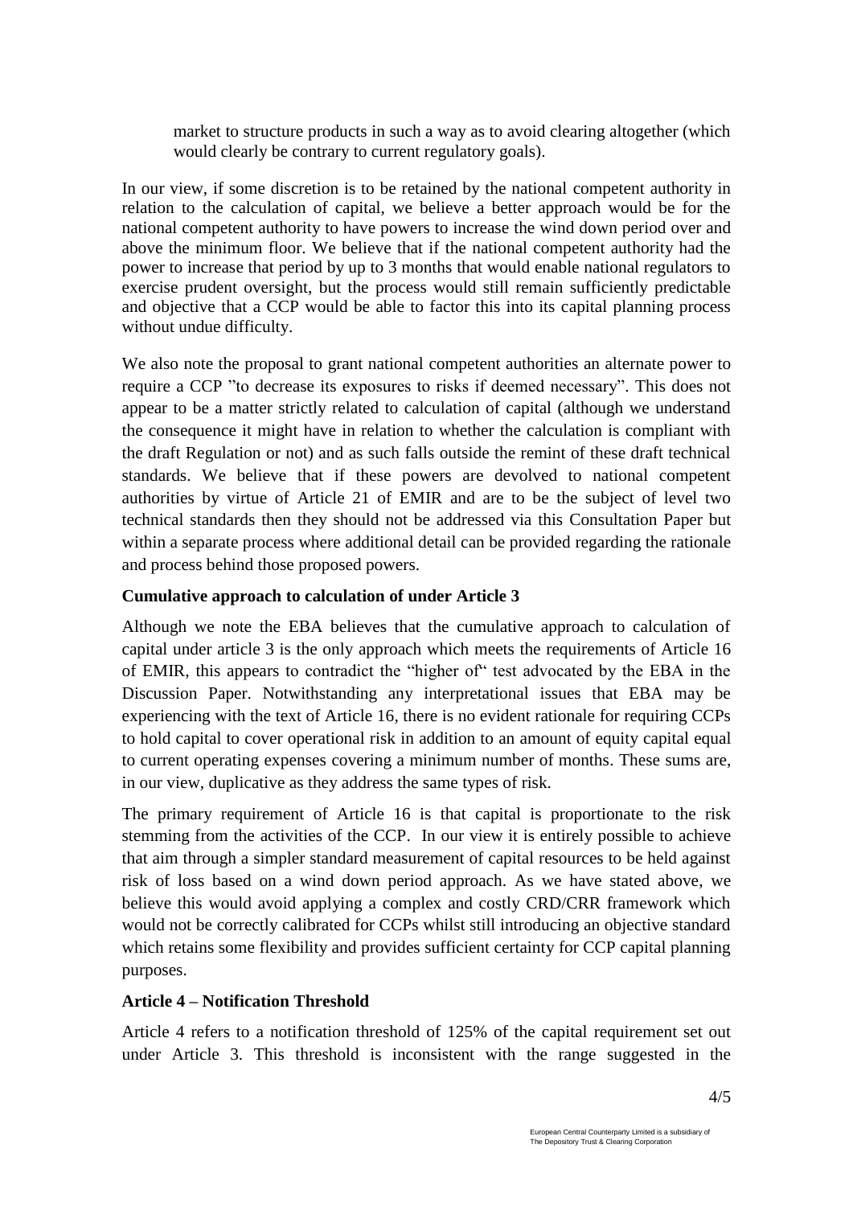market to structure products in such a way as to avoid clearing altogether (which would clearly be contrary to current regulatory goals).

In our view, if some discretion is to be retained by the national competent authority in relation to the calculation of capital, we believe a better approach would be for the national competent authority to have powers to increase the wind down period over and above the minimum floor. We believe that if the national competent authority had the power to increase that period by up to 3 months that would enable national regulators to exercise prudent oversight, but the process would still remain sufficiently predictable and objective that a CCP would be able to factor this into its capital planning process without undue difficulty.

We also note the proposal to grant national competent authorities an alternate power to require a CCP "to decrease its exposures to risks if deemed necessary". This does not appear to be a matter strictly related to calculation of capital (although we understand the consequence it might have in relation to whether the calculation is compliant with the draft Regulation or not) and as such falls outside the remint of these draft technical standards. We believe that if these powers are devolved to national competent authorities by virtue of Article 21 of EMIR and are to be the subject of level two technical standards then they should not be addressed via this Consultation Paper but within a separate process where additional detail can be provided regarding the rationale and process behind those proposed powers.

**Cumulative approach to calculation of under Article 3**

Although we note the EBA believes that the cumulative approach to calculation of capital under article 3 is the only approach which meets the requirements of Article 16 of EMIR, this appears to contradict the "higher of" test advocated by the EBA in the Discussion Paper. Notwithstanding any interpretational issues that EBA may be experiencing with the text of Article 16, there is no evident rationale for requiring CCPs to hold capital to cover operational risk in addition to an amount of equity capital equal to current operating expenses covering a minimum number of months. These sums are, in our view, duplicative as they address the same types of risk.

The primary requirement of Article 16 is that capital is proportionate to the risk stemming from the activities of the CCP. In our view it is entirely possible to achieve that aim through a simpler standard measurement of capital resources to be held against risk of loss based on a wind down period approach. As we have stated above, we believe this would avoid applying a complex and costly CRD/CRR framework which would not be correctly calibrated for CCPs whilst still introducing an objective standard which retains some flexibility and provides sufficient certainty for CCP capital planning purposes.

**Article 4 – Notification Threshold**

Article 4 refers to a notification threshold of 125% of the capital requirement set out under Article 3. This threshold is inconsistent with the range suggested in the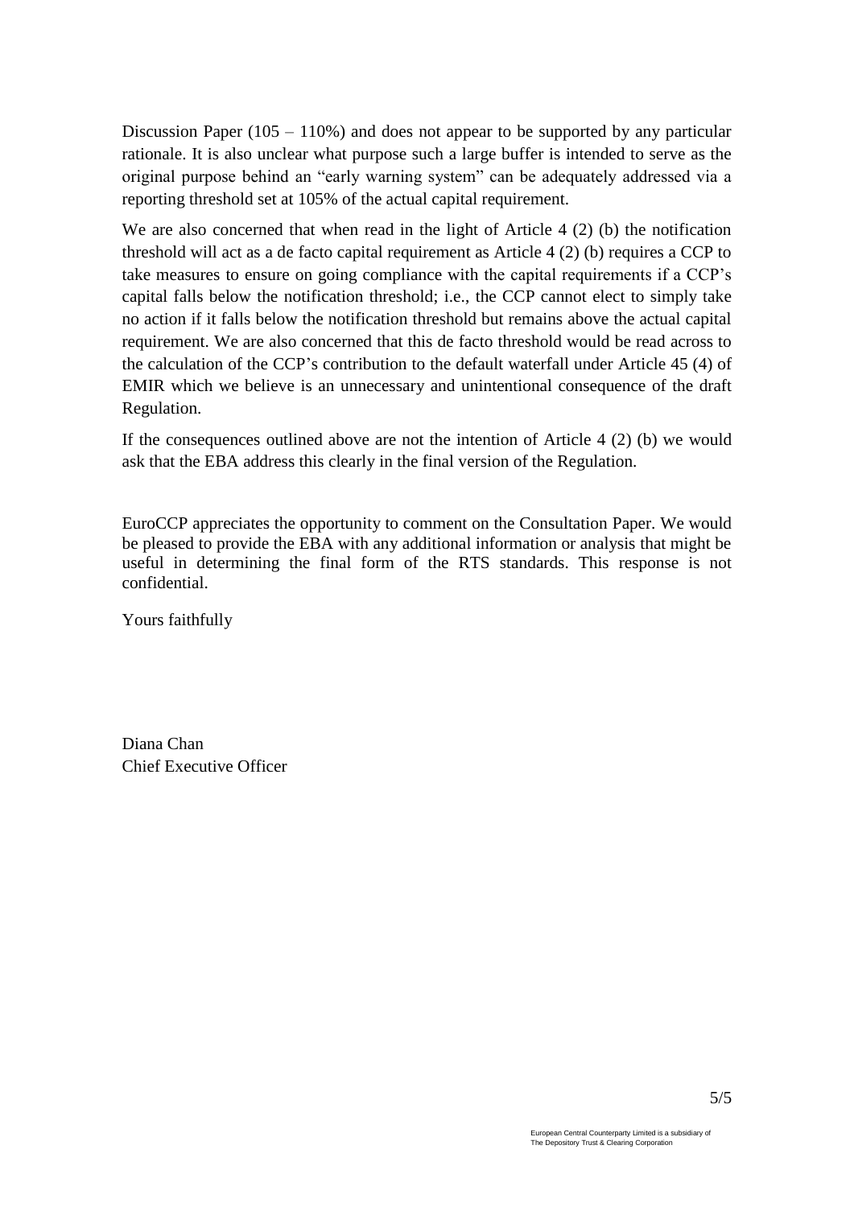Discussion Paper (105 – 110%) and does not appear to be supported by any particular rationale. It is also unclear what purpose such a large buffer is intended to serve as the original purpose behind an "early warning system" can be adequately addressed via a reporting threshold set at 105% of the actual capital requirement.

We are also concerned that when read in the light of Article 4 (2) (b) the notification threshold will act as a de facto capital requirement as Article 4 (2) (b) requires a CCP to take measures to ensure on going compliance with the capital requirements if a CCP's capital falls below the notification threshold; i.e., the CCP cannot elect to simply take no action if it falls below the notification threshold but remains above the actual capital requirement. We are also concerned that this de facto threshold would be read across to the calculation of the CCP's contribution to the default waterfall under Article 45 (4) of EMIR which we believe is an unnecessary and unintentional consequence of the draft Regulation.

If the consequences outlined above are not the intention of Article 4 (2) (b) we would ask that the EBA address this clearly in the final version of the Regulation.

EuroCCP appreciates the opportunity to comment on the Consultation Paper. We would be pleased to provide the EBA with any additional information or analysis that might be useful in determining the final form of the RTS standards. This response is not confidential.

Yours faithfully

Diana Chan
Chief Executive Officer

European Central Counterparty Limited is a subsidiary of The Depository Trust & Clearing Corporation